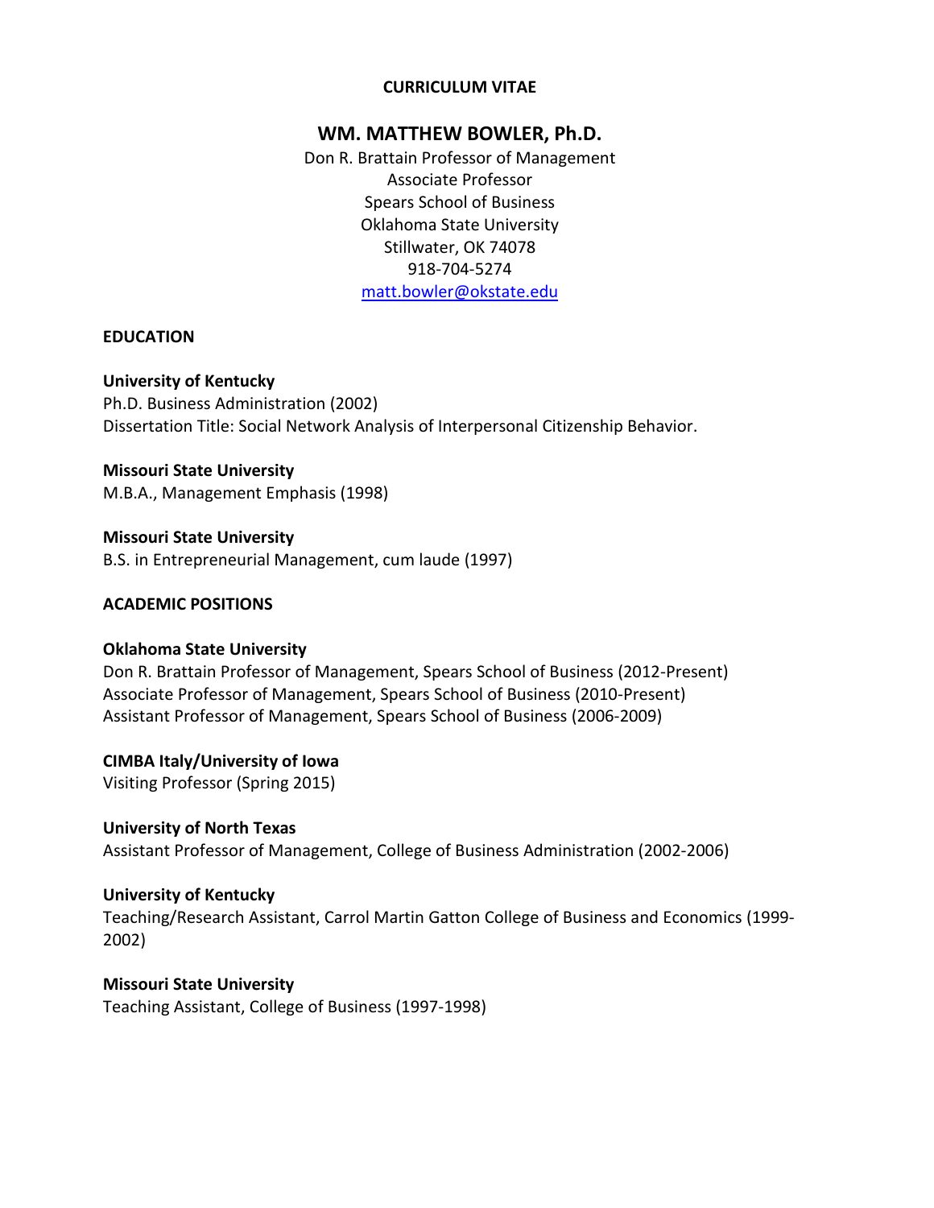**CURRICULUM VITAE**

# WM. MATTHEW BOWLER, Ph.D.

Don R. Brattain Professor of Management
Associate Professor
Spears School of Business
Oklahoma State University
Stillwater, OK 74078
918-704-5274
matt.bowler@okstate.edu

## EDUCATION

**University of Kentucky**
Ph.D. Business Administration (2002)
Dissertation Title: Social Network Analysis of Interpersonal Citizenship Behavior.

**Missouri State University**
M.B.A., Management Emphasis (1998)

**Missouri State University**
B.S. in Entrepreneurial Management, cum laude (1997)

## ACADEMIC POSITIONS

**Oklahoma State University**
Don R. Brattain Professor of Management, Spears School of Business (2012-Present)
Associate Professor of Management, Spears School of Business (2010-Present)
Assistant Professor of Management, Spears School of Business (2006-2009)

**CIMBA Italy/University of Iowa**
Visiting Professor (Spring 2015)

**University of North Texas**
Assistant Professor of Management, College of Business Administration (2002-2006)

**University of Kentucky**
Teaching/Research Assistant, Carrol Martin Gatton College of Business and Economics (1999-2002)

**Missouri State University**
Teaching Assistant, College of Business (1997-1998)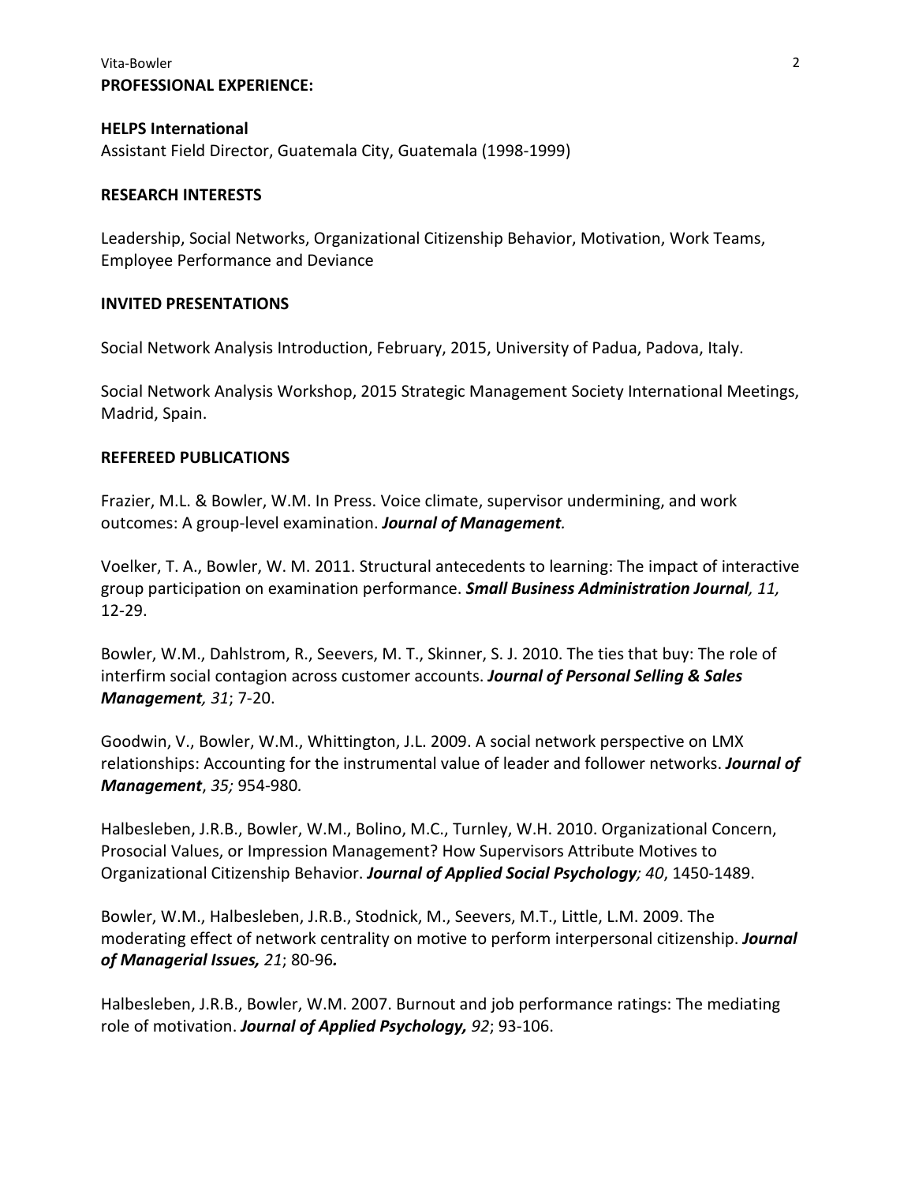## PROFESSIONAL EXPERIENCE:

**HELPS International**
Assistant Field Director, Guatemala City, Guatemala (1998-1999)

## RESEARCH INTERESTS

Leadership, Social Networks, Organizational Citizenship Behavior, Motivation, Work Teams, Employee Performance and Deviance

## INVITED PRESENTATIONS

Social Network Analysis Introduction, February, 2015, University of Padua, Padova, Italy.

Social Network Analysis Workshop, 2015 Strategic Management Society International Meetings, Madrid, Spain.

## REFEREED PUBLICATIONS

Frazier, M.L. & Bowler, W.M. In Press. Voice climate, supervisor undermining, and work outcomes: A group-level examination. ***Journal of Management***.

Voelker, T. A., Bowler, W. M. 2011. Structural antecedents to learning: The impact of interactive group participation on examination performance. ***Small Business Administration Journal**, 11,* 12-29.

Bowler, W.M., Dahlstrom, R., Seevers, M. T., Skinner, S. J. 2010. The ties that buy: The role of interfirm social contagion across customer accounts. ***Journal of Personal Selling & Sales Management**, 31*; 7-20.

Goodwin, V., Bowler, W.M., Whittington, J.L. 2009. A social network perspective on LMX relationships: Accounting for the instrumental value of leader and follower networks. ***Journal of Management***, *35;* 954-980.

Halbesleben, J.R.B., Bowler, W.M., Bolino, M.C., Turnley, W.H. 2010. Organizational Concern, Prosocial Values, or Impression Management? How Supervisors Attribute Motives to Organizational Citizenship Behavior. ***Journal of Applied Social Psychology**; 40*, 1450-1489.

Bowler, W.M., Halbesleben, J.R.B., Stodnick, M., Seevers, M.T., Little, L.M. 2009. The moderating effect of network centrality on motive to perform interpersonal citizenship. ***Journal of Managerial Issues**, 21*; 80-96.

Halbesleben, J.R.B., Bowler, W.M. 2007. Burnout and job performance ratings: The mediating role of motivation. ***Journal of Applied Psychology**, 92*; 93-106.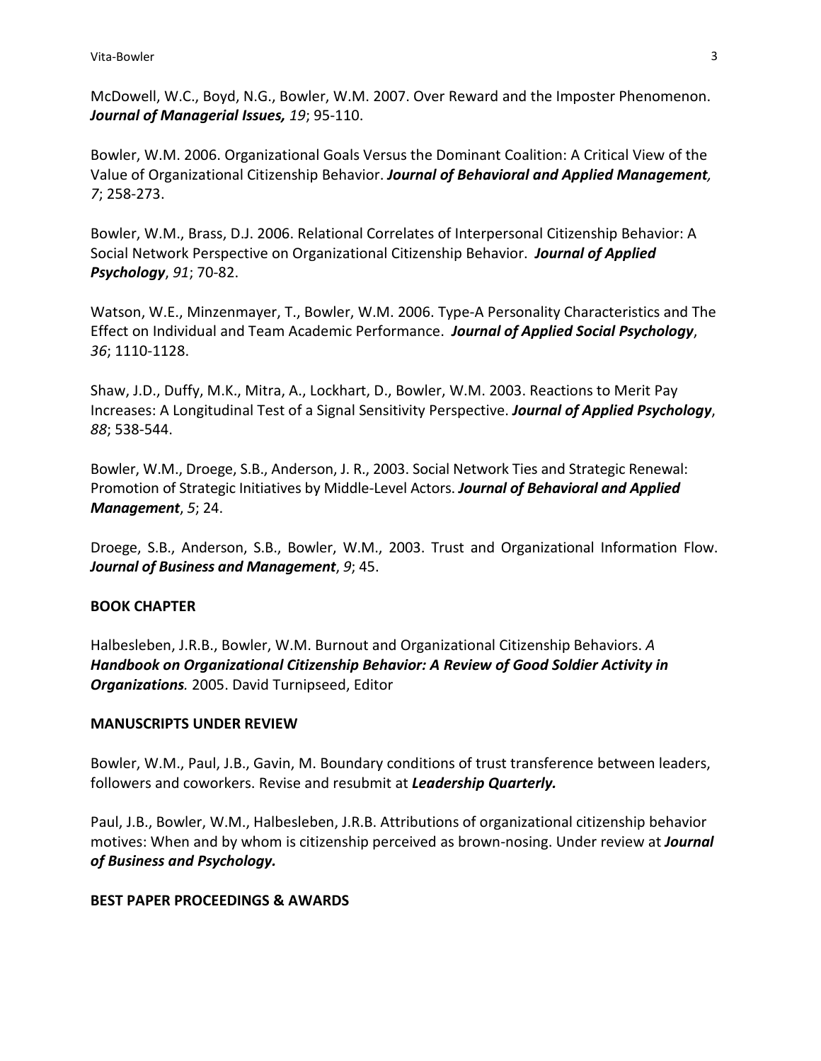McDowell, W.C., Boyd, N.G., Bowler, W.M. 2007. Over Reward and the Imposter Phenomenon. ***Journal of Managerial Issues,*** *19*; 95-110.

Bowler, W.M. 2006. Organizational Goals Versus the Dominant Coalition: A Critical View of the Value of Organizational Citizenship Behavior. ***Journal of Behavioral and Applied Management,*** *7*; 258-273.

Bowler, W.M., Brass, D.J. 2006. Relational Correlates of Interpersonal Citizenship Behavior: A Social Network Perspective on Organizational Citizenship Behavior. ***Journal of Applied Psychology***, *91*; 70-82.

Watson, W.E., Minzenmayer, T., Bowler, W.M. 2006. Type-A Personality Characteristics and The Effect on Individual and Team Academic Performance. ***Journal of Applied Social Psychology***, *36*; 1110-1128.

Shaw, J.D., Duffy, M.K., Mitra, A., Lockhart, D., Bowler, W.M. 2003. Reactions to Merit Pay Increases: A Longitudinal Test of a Signal Sensitivity Perspective. ***Journal of Applied Psychology***, *88*; 538-544.

Bowler, W.M., Droege, S.B., Anderson, J. R., 2003. Social Network Ties and Strategic Renewal: Promotion of Strategic Initiatives by Middle-Level Actors. ***Journal of Behavioral and Applied Management***, *5*; 24.

Droege, S.B., Anderson, S.B., Bowler, W.M., 2003. Trust and Organizational Information Flow. ***Journal of Business and Management***, *9*; 45.

**BOOK CHAPTER**

Halbesleben, J.R.B., Bowler, W.M. Burnout and Organizational Citizenship Behaviors. ***A Handbook on Organizational Citizenship Behavior: A Review of Good Soldier Activity in Organizations****.* 2005. David Turnipseed, Editor

**MANUSCRIPTS UNDER REVIEW**

Bowler, W.M., Paul, J.B., Gavin, M. Boundary conditions of trust transference between leaders, followers and coworkers. Revise and resubmit at ***Leadership Quarterly.***

Paul, J.B., Bowler, W.M., Halbesleben, J.R.B. Attributions of organizational citizenship behavior motives: When and by whom is citizenship perceived as brown-nosing. Under review at ***Journal of Business and Psychology.***

**BEST PAPER PROCEEDINGS & AWARDS**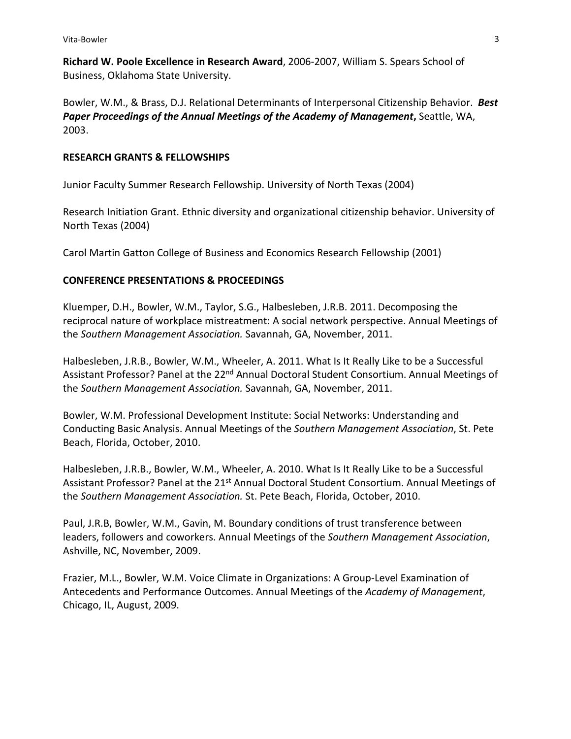**Richard W. Poole Excellence in Research Award**, 2006-2007, William S. Spears School of Business, Oklahoma State University.

Bowler, W.M., & Brass, D.J. Relational Determinants of Interpersonal Citizenship Behavior. ***Best Paper Proceedings of the Annual Meetings of the Academy of Management*****,** Seattle, WA, 2003.

## RESEARCH GRANTS & FELLOWSHIPS

Junior Faculty Summer Research Fellowship. University of North Texas (2004)

Research Initiation Grant. Ethnic diversity and organizational citizenship behavior. University of North Texas (2004)

Carol Martin Gatton College of Business and Economics Research Fellowship (2001)

## CONFERENCE PRESENTATIONS & PROCEEDINGS

Kluemper, D.H., Bowler, W.M., Taylor, S.G., Halbesleben, J.R.B. 2011. Decomposing the reciprocal nature of workplace mistreatment: A social network perspective. Annual Meetings of the *Southern Management Association.* Savannah, GA, November, 2011.

Halbesleben, J.R.B., Bowler, W.M., Wheeler, A. 2011. What Is It Really Like to be a Successful Assistant Professor? Panel at the 22nd Annual Doctoral Student Consortium. Annual Meetings of the *Southern Management Association.* Savannah, GA, November, 2011.

Bowler, W.M. Professional Development Institute: Social Networks: Understanding and Conducting Basic Analysis. Annual Meetings of the *Southern Management Association*, St. Pete Beach, Florida, October, 2010.

Halbesleben, J.R.B., Bowler, W.M., Wheeler, A. 2010. What Is It Really Like to be a Successful Assistant Professor? Panel at the 21st Annual Doctoral Student Consortium. Annual Meetings of the *Southern Management Association.* St. Pete Beach, Florida, October, 2010.

Paul, J.R.B, Bowler, W.M., Gavin, M. Boundary conditions of trust transference between leaders, followers and coworkers. Annual Meetings of the *Southern Management Association*, Ashville, NC, November, 2009.

Frazier, M.L., Bowler, W.M. Voice Climate in Organizations: A Group-Level Examination of Antecedents and Performance Outcomes. Annual Meetings of the *Academy of Management*, Chicago, IL, August, 2009.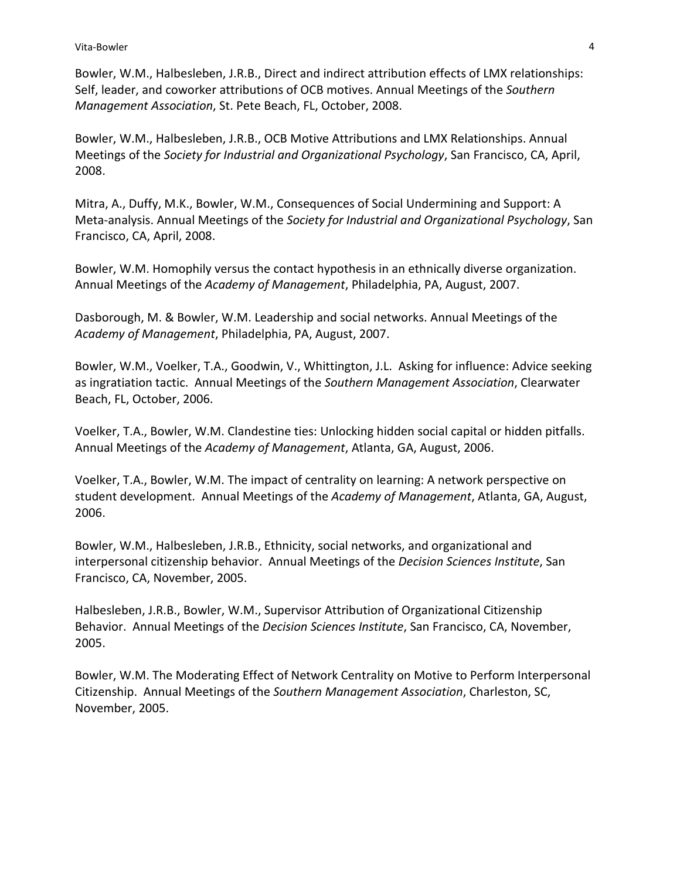Bowler, W.M., Halbesleben, J.R.B., Direct and indirect attribution effects of LMX relationships: Self, leader, and coworker attributions of OCB motives. Annual Meetings of the *Southern Management Association*, St. Pete Beach, FL, October, 2008.

Bowler, W.M., Halbesleben, J.R.B., OCB Motive Attributions and LMX Relationships. Annual Meetings of the *Society for Industrial and Organizational Psychology*, San Francisco, CA, April, 2008.

Mitra, A., Duffy, M.K., Bowler, W.M., Consequences of Social Undermining and Support: A Meta-analysis. Annual Meetings of the *Society for Industrial and Organizational Psychology*, San Francisco, CA, April, 2008.

Bowler, W.M. Homophily versus the contact hypothesis in an ethnically diverse organization. Annual Meetings of the *Academy of Management*, Philadelphia, PA, August, 2007.

Dasborough, M. & Bowler, W.M. Leadership and social networks. Annual Meetings of the *Academy of Management*, Philadelphia, PA, August, 2007.

Bowler, W.M., Voelker, T.A., Goodwin, V., Whittington, J.L. Asking for influence: Advice seeking as ingratiation tactic. Annual Meetings of the *Southern Management Association*, Clearwater Beach, FL, October, 2006.

Voelker, T.A., Bowler, W.M. Clandestine ties: Unlocking hidden social capital or hidden pitfalls. Annual Meetings of the *Academy of Management*, Atlanta, GA, August, 2006.

Voelker, T.A., Bowler, W.M. The impact of centrality on learning: A network perspective on student development. Annual Meetings of the *Academy of Management*, Atlanta, GA, August, 2006.

Bowler, W.M., Halbesleben, J.R.B., Ethnicity, social networks, and organizational and interpersonal citizenship behavior. Annual Meetings of the *Decision Sciences Institute*, San Francisco, CA, November, 2005.

Halbesleben, J.R.B., Bowler, W.M., Supervisor Attribution of Organizational Citizenship Behavior. Annual Meetings of the *Decision Sciences Institute*, San Francisco, CA, November, 2005.

Bowler, W.M. The Moderating Effect of Network Centrality on Motive to Perform Interpersonal Citizenship. Annual Meetings of the *Southern Management Association*, Charleston, SC, November, 2005.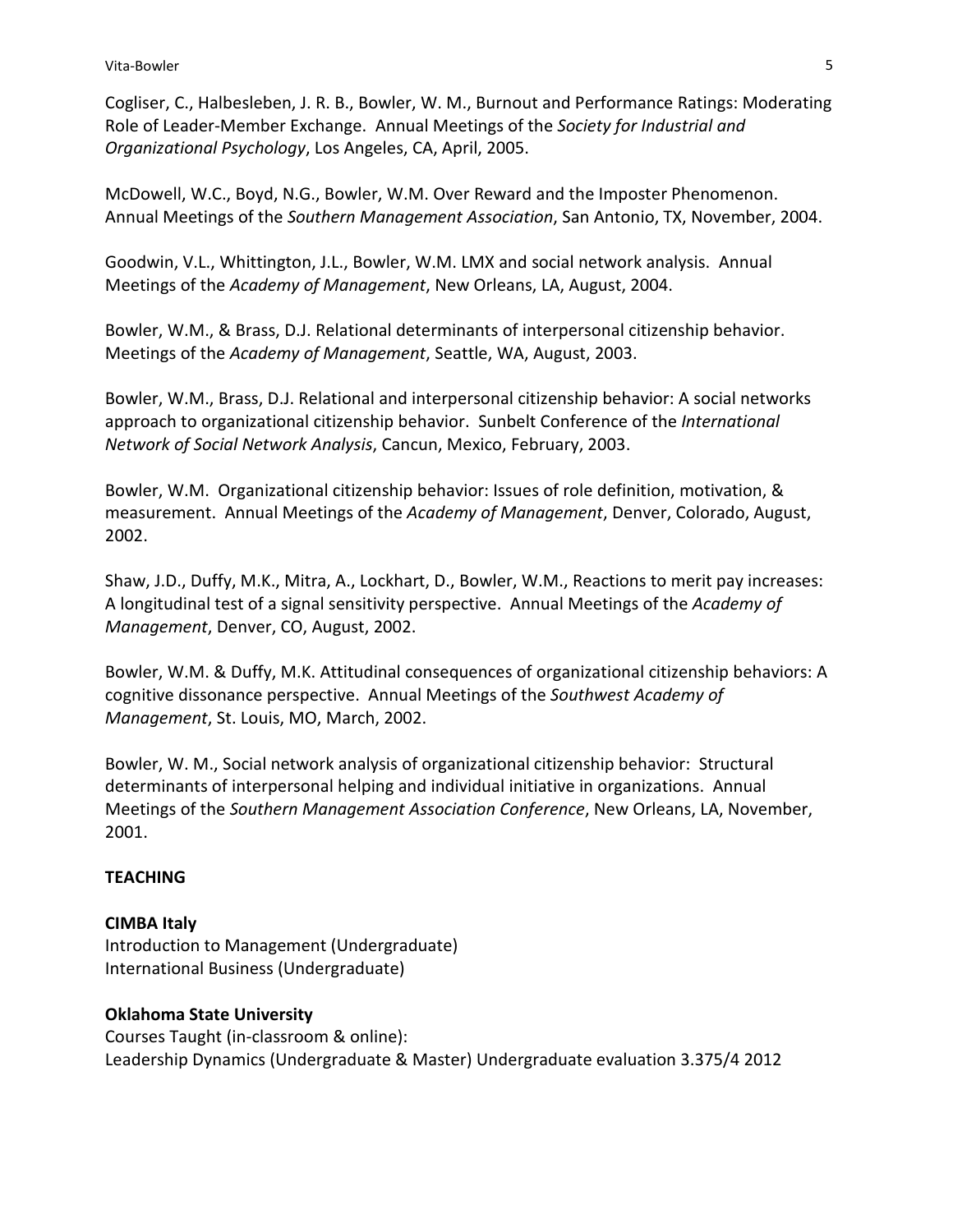Cogliser, C., Halbesleben, J. R. B., Bowler, W. M., Burnout and Performance Ratings: Moderating Role of Leader-Member Exchange. Annual Meetings of the *Society for Industrial and Organizational Psychology*, Los Angeles, CA, April, 2005.

McDowell, W.C., Boyd, N.G., Bowler, W.M. Over Reward and the Imposter Phenomenon. Annual Meetings of the *Southern Management Association*, San Antonio, TX, November, 2004.

Goodwin, V.L., Whittington, J.L., Bowler, W.M. LMX and social network analysis. Annual Meetings of the *Academy of Management*, New Orleans, LA, August, 2004.

Bowler, W.M., & Brass, D.J. Relational determinants of interpersonal citizenship behavior. Meetings of the *Academy of Management*, Seattle, WA, August, 2003.

Bowler, W.M., Brass, D.J. Relational and interpersonal citizenship behavior: A social networks approach to organizational citizenship behavior. Sunbelt Conference of the *International Network of Social Network Analysis*, Cancun, Mexico, February, 2003.

Bowler, W.M. Organizational citizenship behavior: Issues of role definition, motivation, & measurement. Annual Meetings of the *Academy of Management*, Denver, Colorado, August, 2002.

Shaw, J.D., Duffy, M.K., Mitra, A., Lockhart, D., Bowler, W.M., Reactions to merit pay increases: A longitudinal test of a signal sensitivity perspective. Annual Meetings of the *Academy of Management*, Denver, CO, August, 2002.

Bowler, W.M. & Duffy, M.K. Attitudinal consequences of organizational citizenship behaviors: A cognitive dissonance perspective. Annual Meetings of the *Southwest Academy of Management*, St. Louis, MO, March, 2002.

Bowler, W. M., Social network analysis of organizational citizenship behavior: Structural determinants of interpersonal helping and individual initiative in organizations. Annual Meetings of the *Southern Management Association Conference*, New Orleans, LA, November, 2001.

## TEACHING

**CIMBA Italy**
Introduction to Management (Undergraduate)
International Business (Undergraduate)

**Oklahoma State University**
Courses Taught (in-classroom & online):
Leadership Dynamics (Undergraduate & Master) Undergraduate evaluation 3.375/4 2012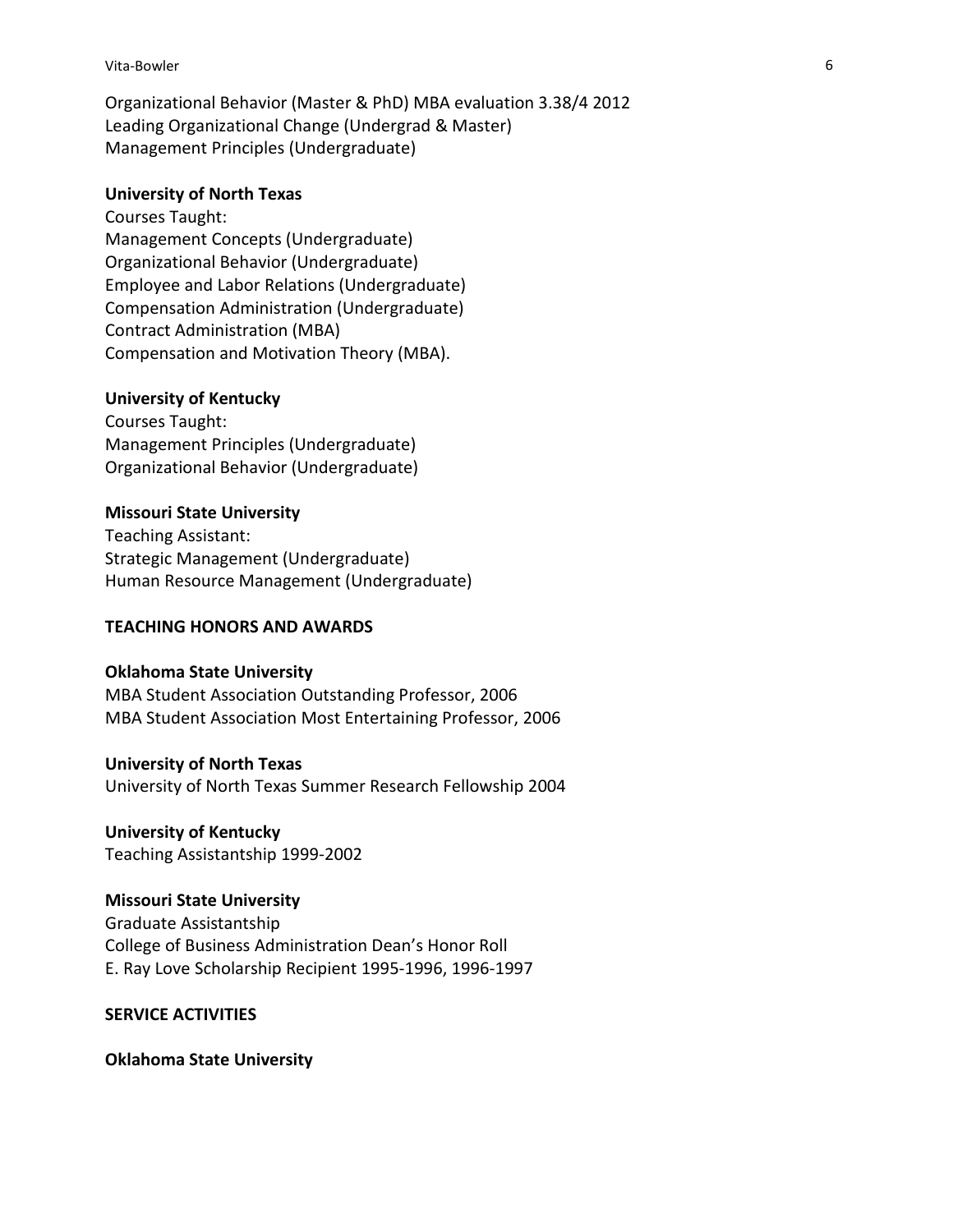Organizational Behavior (Master & PhD) MBA evaluation 3.38/4 2012
Leading Organizational Change (Undergrad & Master)
Management Principles (Undergraduate)

**University of North Texas**
Courses Taught:
Management Concepts (Undergraduate)
Organizational Behavior (Undergraduate)
Employee and Labor Relations (Undergraduate)
Compensation Administration (Undergraduate)
Contract Administration (MBA)
Compensation and Motivation Theory (MBA).

**University of Kentucky**
Courses Taught:
Management Principles (Undergraduate)
Organizational Behavior (Undergraduate)

**Missouri State University**
Teaching Assistant:
Strategic Management (Undergraduate)
Human Resource Management (Undergraduate)

## TEACHING HONORS AND AWARDS

**Oklahoma State University**
MBA Student Association Outstanding Professor, 2006
MBA Student Association Most Entertaining Professor, 2006

**University of North Texas**
University of North Texas Summer Research Fellowship 2004

**University of Kentucky**
Teaching Assistantship 1999-2002

**Missouri State University**
Graduate Assistantship
College of Business Administration Dean's Honor Roll
E. Ray Love Scholarship Recipient 1995-1996, 1996-1997

## SERVICE ACTIVITIES

**Oklahoma State University**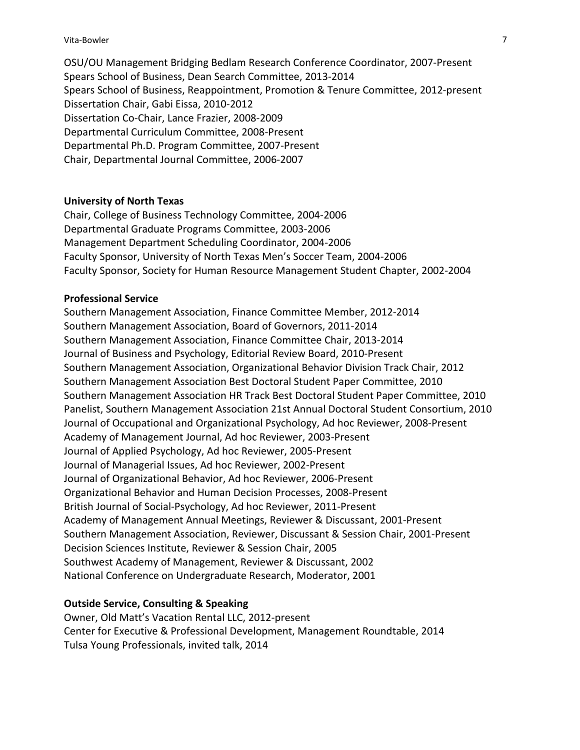OSU/OU Management Bridging Bedlam Research Conference Coordinator, 2007-Present
Spears School of Business, Dean Search Committee, 2013-2014
Spears School of Business, Reappointment, Promotion & Tenure Committee, 2012-present
Dissertation Chair, Gabi Eissa, 2010-2012
Dissertation Co-Chair, Lance Frazier, 2008-2009
Departmental Curriculum Committee, 2008-Present
Departmental Ph.D. Program Committee, 2007-Present
Chair, Departmental Journal Committee, 2006-2007

**University of North Texas**

Chair, College of Business Technology Committee, 2004-2006
Departmental Graduate Programs Committee, 2003-2006
Management Department Scheduling Coordinator, 2004-2006
Faculty Sponsor, University of North Texas Men's Soccer Team, 2004-2006
Faculty Sponsor, Society for Human Resource Management Student Chapter, 2002-2004

**Professional Service**

Southern Management Association, Finance Committee Member, 2012-2014
Southern Management Association, Board of Governors, 2011-2014
Southern Management Association, Finance Committee Chair, 2013-2014
Journal of Business and Psychology, Editorial Review Board, 2010-Present
Southern Management Association, Organizational Behavior Division Track Chair, 2012
Southern Management Association Best Doctoral Student Paper Committee, 2010
Southern Management Association HR Track Best Doctoral Student Paper Committee, 2010
Panelist, Southern Management Association 21st Annual Doctoral Student Consortium, 2010
Journal of Occupational and Organizational Psychology, Ad hoc Reviewer, 2008-Present
Academy of Management Journal, Ad hoc Reviewer, 2003-Present
Journal of Applied Psychology, Ad hoc Reviewer, 2005-Present
Journal of Managerial Issues, Ad hoc Reviewer, 2002-Present
Journal of Organizational Behavior, Ad hoc Reviewer, 2006-Present
Organizational Behavior and Human Decision Processes, 2008-Present
British Journal of Social-Psychology, Ad hoc Reviewer, 2011-Present
Academy of Management Annual Meetings, Reviewer & Discussant, 2001-Present
Southern Management Association, Reviewer, Discussant & Session Chair, 2001-Present
Decision Sciences Institute, Reviewer & Session Chair, 2005
Southwest Academy of Management, Reviewer & Discussant, 2002
National Conference on Undergraduate Research, Moderator, 2001

**Outside Service, Consulting & Speaking**

Owner, Old Matt's Vacation Rental LLC, 2012-present
Center for Executive & Professional Development, Management Roundtable, 2014
Tulsa Young Professionals, invited talk, 2014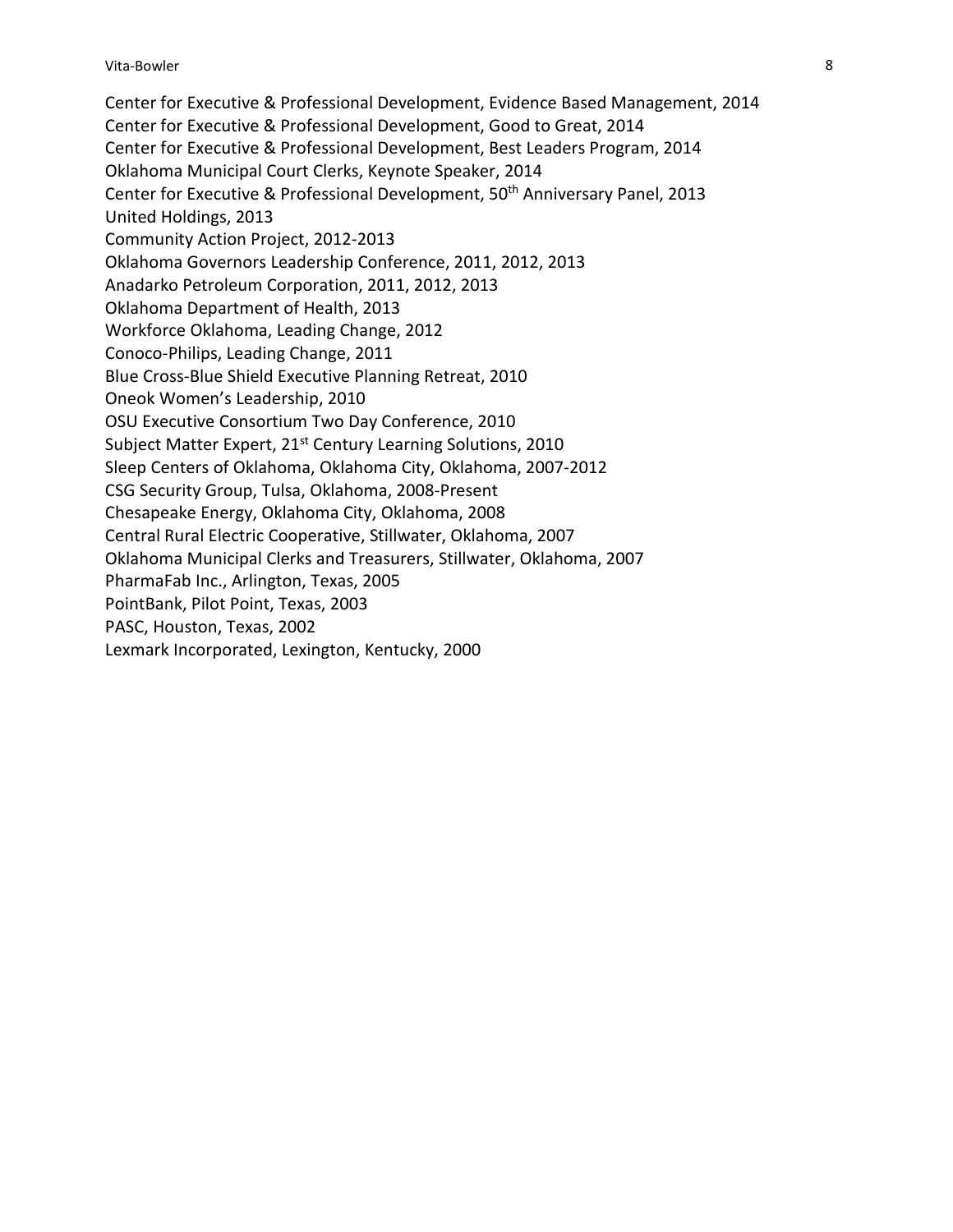Center for Executive & Professional Development, Evidence Based Management, 2014
Center for Executive & Professional Development, Good to Great, 2014
Center for Executive & Professional Development, Best Leaders Program, 2014
Oklahoma Municipal Court Clerks, Keynote Speaker, 2014
Center for Executive & Professional Development, 50th Anniversary Panel, 2013
United Holdings, 2013
Community Action Project, 2012-2013
Oklahoma Governors Leadership Conference, 2011, 2012, 2013
Anadarko Petroleum Corporation, 2011, 2012, 2013
Oklahoma Department of Health, 2013
Workforce Oklahoma, Leading Change, 2012
Conoco-Philips, Leading Change, 2011
Blue Cross-Blue Shield Executive Planning Retreat, 2010
Oneok Women's Leadership, 2010
OSU Executive Consortium Two Day Conference, 2010
Subject Matter Expert, 21st Century Learning Solutions, 2010
Sleep Centers of Oklahoma, Oklahoma City, Oklahoma, 2007-2012
CSG Security Group, Tulsa, Oklahoma, 2008-Present
Chesapeake Energy, Oklahoma City, Oklahoma, 2008
Central Rural Electric Cooperative, Stillwater, Oklahoma, 2007
Oklahoma Municipal Clerks and Treasurers, Stillwater, Oklahoma, 2007
PharmaFab Inc., Arlington, Texas, 2005
PointBank, Pilot Point, Texas, 2003
PASC, Houston, Texas, 2002
Lexmark Incorporated, Lexington, Kentucky, 2000